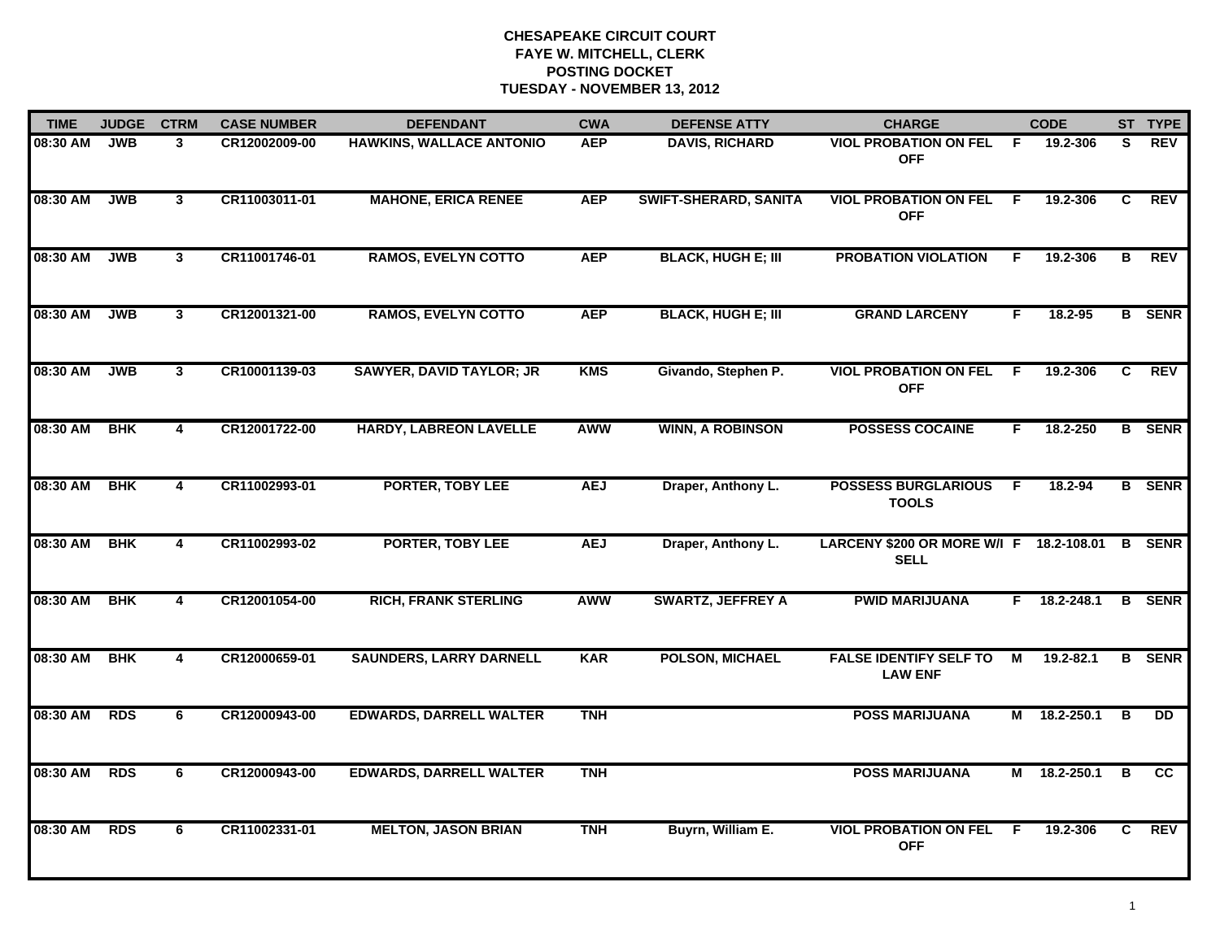# CHESAPEAKE CIRCUIT COURT
## FAYE W. MITCHELL, CLERK
## POSTING DOCKET
## TUESDAY - NOVEMBER 13, 2012

| TIME | JUDGE | CTRM | CASE NUMBER | DEFENDANT | CWA | DEFENSE ATTY | CHARGE | | CODE | ST | TYPE |
|---|---|---|---|---|---|---|---|---|---|---|---|
| 08:30 AM | JWB | 3 | CR12002009-00 | HAWKINS, WALLACE ANTONIO | AEP | DAVIS, RICHARD | VIOL PROBATION ON FEL OFF | F | 19.2-306 | S | REV |
| 08:30 AM | JWB | 3 | CR11003011-01 | MAHONE, ERICA RENEE | AEP | SWIFT-SHERARD, SANITA | VIOL PROBATION ON FEL OFF | F | 19.2-306 | C | REV |
| 08:30 AM | JWB | 3 | CR11001746-01 | RAMOS, EVELYN COTTO | AEP | BLACK, HUGH E; III | PROBATION VIOLATION | F | 19.2-306 | B | REV |
| 08:30 AM | JWB | 3 | CR12001321-00 | RAMOS, EVELYN COTTO | AEP | BLACK, HUGH E; III | GRAND LARCENY | F | 18.2-95 | B | SENR |
| 08:30 AM | JWB | 3 | CR10001139-03 | SAWYER, DAVID TAYLOR; JR | KMS | Givando, Stephen P. | VIOL PROBATION ON FEL OFF | F | 19.2-306 | C | REV |
| 08:30 AM | BHK | 4 | CR12001722-00 | HARDY, LABREON LAVELLE | AWW | WINN, A ROBINSON | POSSESS COCAINE | F | 18.2-250 | B | SENR |
| 08:30 AM | BHK | 4 | CR11002993-01 | PORTER, TOBY LEE | AEJ | Draper, Anthony L. | POSSESS BURGLARIOUS TOOLS | F | 18.2-94 | B | SENR |
| 08:30 AM | BHK | 4 | CR11002993-02 | PORTER, TOBY LEE | AEJ | Draper, Anthony L. | LARCENY $200 OR MORE W/I SELL | F | 18.2-108.01 | B | SENR |
| 08:30 AM | BHK | 4 | CR12001054-00 | RICH, FRANK STERLING | AWW | SWARTZ, JEFFREY A | PWID MARIJUANA | F | 18.2-248.1 | B | SENR |
| 08:30 AM | BHK | 4 | CR12000659-01 | SAUNDERS, LARRY DARNELL | KAR | POLSON, MICHAEL | FALSE IDENTIFY SELF TO LAW ENF | M | 19.2-82.1 | B | SENR |
| 08:30 AM | RDS | 6 | CR12000943-00 | EDWARDS, DARRELL WALTER | TNH | | POSS MARIJUANA | M | 18.2-250.1 | B | DD |
| 08:30 AM | RDS | 6 | CR12000943-00 | EDWARDS, DARRELL WALTER | TNH | | POSS MARIJUANA | M | 18.2-250.1 | B | CC |
| 08:30 AM | RDS | 6 | CR11002331-01 | MELTON, JASON BRIAN | TNH | Buyrn, William E. | VIOL PROBATION ON FEL OFF | F | 19.2-306 | C | REV |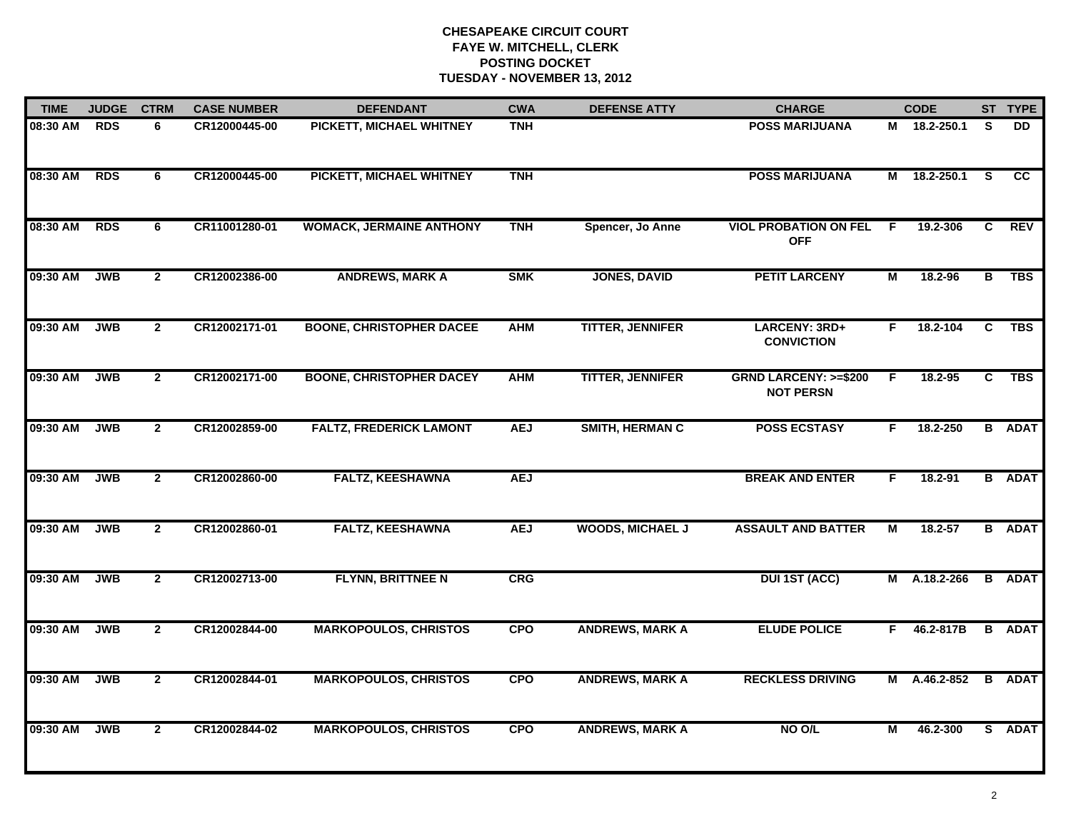**CHESAPEAKE CIRCUIT COURT**
**FAYE W. MITCHELL, CLERK**
**POSTING DOCKET**
**TUESDAY - NOVEMBER 13, 2012**

| TIME | JUDGE | CTRM | CASE NUMBER | DEFENDANT | CWA | DEFENSE ATTY | CHARGE | | CODE | ST | TYPE |
|---|---|---|---|---|---|---|---|---|---|---|---|
| 08:30 AM | RDS | 6 | CR12000445-00 | PICKETT, MICHAEL WHITNEY | TNH | | POSS MARIJUANA | M | 18.2-250.1 | S | DD |
| 08:30 AM | RDS | 6 | CR12000445-00 | PICKETT, MICHAEL WHITNEY | TNH | | POSS MARIJUANA | M | 18.2-250.1 | S | CC |
| 08:30 AM | RDS | 6 | CR11001280-01 | WOMACK, JERMAINE ANTHONY | TNH | Spencer, Jo Anne | VIOL PROBATION ON FEL OFF | F | 19.2-306 | C | REV |
| 09:30 AM | JWB | 2 | CR12002386-00 | ANDREWS, MARK A | SMK | JONES, DAVID | PETIT LARCENY | M | 18.2-96 | B | TBS |
| 09:30 AM | JWB | 2 | CR12002171-01 | BOONE, CHRISTOPHER DACEE | AHM | TITTER, JENNIFER | LARCENY: 3RD+ CONVICTION | F | 18.2-104 | C | TBS |
| 09:30 AM | JWB | 2 | CR12002171-00 | BOONE, CHRISTOPHER DACEY | AHM | TITTER, JENNIFER | GRND LARCENY: >=$200 NOT PERSN | F | 18.2-95 | C | TBS |
| 09:30 AM | JWB | 2 | CR12002859-00 | FALTZ, FREDERICK LAMONT | AEJ | SMITH, HERMAN C | POSS ECSTASY | F | 18.2-250 | B | ADAT |
| 09:30 AM | JWB | 2 | CR12002860-00 | FALTZ, KEESHAWNA | AEJ | | BREAK AND ENTER | F | 18.2-91 | B | ADAT |
| 09:30 AM | JWB | 2 | CR12002860-01 | FALTZ, KEESHAWNA | AEJ | WOODS, MICHAEL J | ASSAULT AND BATTER | M | 18.2-57 | B | ADAT |
| 09:30 AM | JWB | 2 | CR12002713-00 | FLYNN, BRITTNEE N | CRG | | DUI 1ST (ACC) | M | A.18.2-266 | B | ADAT |
| 09:30 AM | JWB | 2 | CR12002844-00 | MARKOPOULOS, CHRISTOS | CPO | ANDREWS, MARK A | ELUDE POLICE | F | 46.2-817B | B | ADAT |
| 09:30 AM | JWB | 2 | CR12002844-01 | MARKOPOULOS, CHRISTOS | CPO | ANDREWS, MARK A | RECKLESS DRIVING | M | A.46.2-852 | B | ADAT |
| 09:30 AM | JWB | 2 | CR12002844-02 | MARKOPOULOS, CHRISTOS | CPO | ANDREWS, MARK A | NO O/L | M | 46.2-300 | S | ADAT |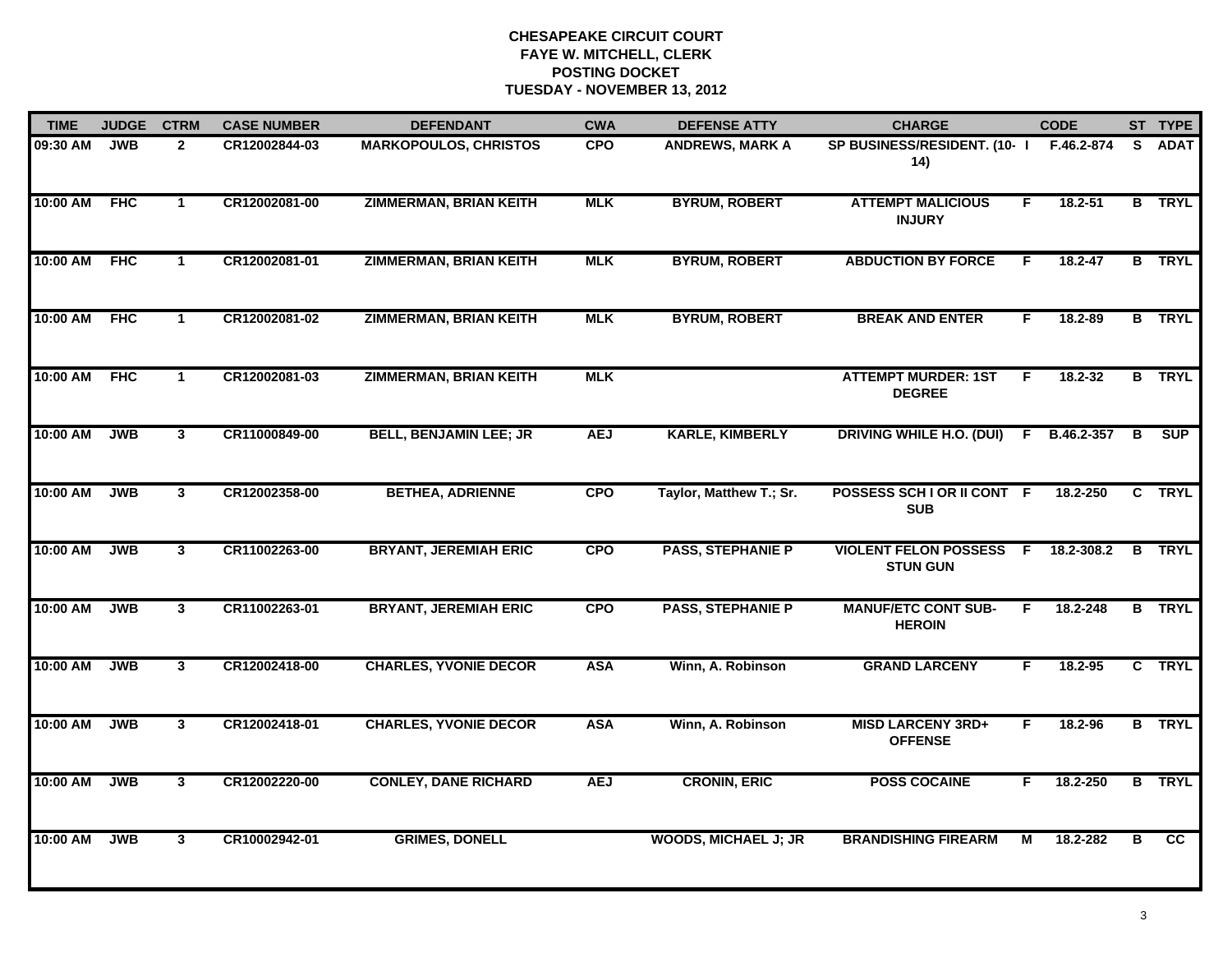**CHESAPEAKE CIRCUIT COURT**
**FAYE W. MITCHELL, CLERK**
**POSTING DOCKET**
**TUESDAY - NOVEMBER 13, 2012**

| TIME | JUDGE | CTRM | CASE NUMBER | DEFENDANT | CWA | DEFENSE ATTY | CHARGE | | CODE | ST | TYPE |
|---|---|---|---|---|---|---|---|---|---|---|---|
| 09:30 AM | JWB | 2 | CR12002844-03 | MARKOPOULOS, CHRISTOS | CPO | ANDREWS, MARK A | SP BUSINESS/RESIDENT. (10-14) | I | F.46.2-874 | S | ADAT |
| 10:00 AM | FHC | 1 | CR12002081-00 | ZIMMERMAN, BRIAN KEITH | MLK | BYRUM, ROBERT | ATTEMPT MALICIOUS INJURY | F | 18.2-51 | B | TRYL |
| 10:00 AM | FHC | 1 | CR12002081-01 | ZIMMERMAN, BRIAN KEITH | MLK | BYRUM, ROBERT | ABDUCTION BY FORCE | F | 18.2-47 | B | TRYL |
| 10:00 AM | FHC | 1 | CR12002081-02 | ZIMMERMAN, BRIAN KEITH | MLK | BYRUM, ROBERT | BREAK AND ENTER | F | 18.2-89 | B | TRYL |
| 10:00 AM | FHC | 1 | CR12002081-03 | ZIMMERMAN, BRIAN KEITH | MLK | | ATTEMPT MURDER: 1ST DEGREE | F | 18.2-32 | B | TRYL |
| 10:00 AM | JWB | 3 | CR11000849-00 | BELL, BENJAMIN LEE; JR | AEJ | KARLE, KIMBERLY | DRIVING WHILE H.O. (DUI) | F | B.46.2-357 | B | SUP |
| 10:00 AM | JWB | 3 | CR12002358-00 | BETHEA, ADRIENNE | CPO | Taylor, Matthew T.; Sr. | POSSESS SCH I OR II CONT SUB | F | 18.2-250 | C | TRYL |
| 10:00 AM | JWB | 3 | CR11002263-00 | BRYANT, JEREMIAH ERIC | CPO | PASS, STEPHANIE P | VIOLENT FELON POSSESS STUN GUN | F | 18.2-308.2 | B | TRYL |
| 10:00 AM | JWB | 3 | CR11002263-01 | BRYANT, JEREMIAH ERIC | CPO | PASS, STEPHANIE P | MANUF/ETC CONT SUB-HEROIN | F | 18.2-248 | B | TRYL |
| 10:00 AM | JWB | 3 | CR12002418-00 | CHARLES, YVONIE DECOR | ASA | Winn, A. Robinson | GRAND LARCENY | F | 18.2-95 | C | TRYL |
| 10:00 AM | JWB | 3 | CR12002418-01 | CHARLES, YVONIE DECOR | ASA | Winn, A. Robinson | MISD LARCENY 3RD+ OFFENSE | F | 18.2-96 | B | TRYL |
| 10:00 AM | JWB | 3 | CR12002220-00 | CONLEY, DANE RICHARD | AEJ | CRONIN, ERIC | POSS COCAINE | F | 18.2-250 | B | TRYL |
| 10:00 AM | JWB | 3 | CR10002942-01 | GRIMES, DONELL | | WOODS, MICHAEL J; JR | BRANDISHING FIREARM | M | 18.2-282 | B | CC |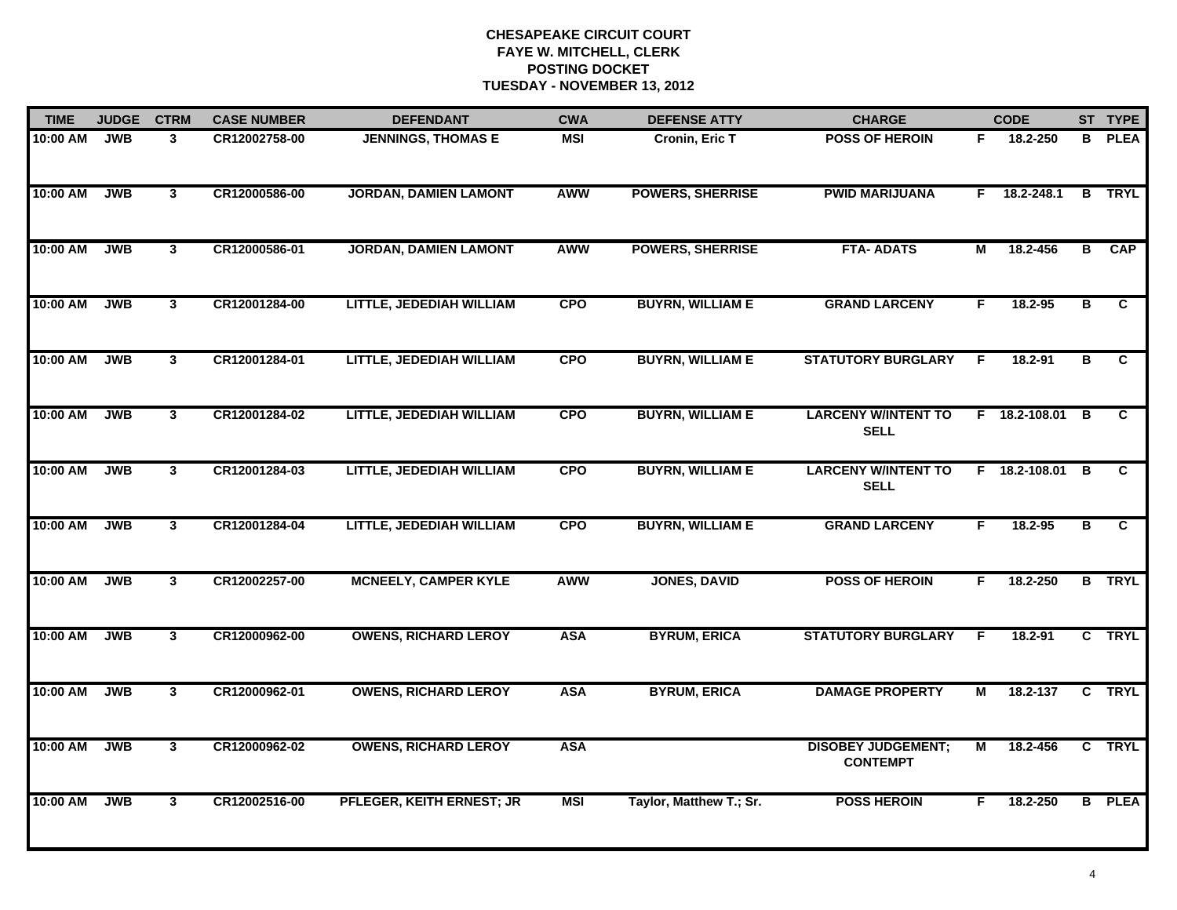# CHESAPEAKE CIRCUIT COURT
## FAYE W. MITCHELL, CLERK
## POSTING DOCKET
## TUESDAY - NOVEMBER 13, 2012

| TIME | JUDGE | CTRM | CASE NUMBER | DEFENDANT | CWA | DEFENSE ATTY | CHARGE | | CODE | ST | TYPE |
|---|---|---|---|---|---|---|---|---|---|---|---|
| 10:00 AM | JWB | 3 | CR12002758-00 | JENNINGS, THOMAS E | MSI | Cronin, Eric T | POSS OF HEROIN | F | 18.2-250 | B | PLEA |
| 10:00 AM | JWB | 3 | CR12000586-00 | JORDAN, DAMIEN LAMONT | AWW | POWERS, SHERRISE | PWID MARIJUANA | F | 18.2-248.1 | B | TRYL |
| 10:00 AM | JWB | 3 | CR12000586-01 | JORDAN, DAMIEN LAMONT | AWW | POWERS, SHERRISE | FTA- ADATS | M | 18.2-456 | B | CAP |
| 10:00 AM | JWB | 3 | CR12001284-00 | LITTLE, JEDEDIAH WILLIAM | CPO | BUYRN, WILLIAM E | GRAND LARCENY | F | 18.2-95 | B | C |
| 10:00 AM | JWB | 3 | CR12001284-01 | LITTLE, JEDEDIAH WILLIAM | CPO | BUYRN, WILLIAM E | STATUTORY BURGLARY | F | 18.2-91 | B | C |
| 10:00 AM | JWB | 3 | CR12001284-02 | LITTLE, JEDEDIAH WILLIAM | CPO | BUYRN, WILLIAM E | LARCENY W/INTENT TO SELL | F | 18.2-108.01 | B | C |
| 10:00 AM | JWB | 3 | CR12001284-03 | LITTLE, JEDEDIAH WILLIAM | CPO | BUYRN, WILLIAM E | LARCENY W/INTENT TO SELL | F | 18.2-108.01 | B | C |
| 10:00 AM | JWB | 3 | CR12001284-04 | LITTLE, JEDEDIAH WILLIAM | CPO | BUYRN, WILLIAM E | GRAND LARCENY | F | 18.2-95 | B | C |
| 10:00 AM | JWB | 3 | CR12002257-00 | MCNEELY, CAMPER KYLE | AWW | JONES, DAVID | POSS OF HEROIN | F | 18.2-250 | B | TRYL |
| 10:00 AM | JWB | 3 | CR12000962-00 | OWENS, RICHARD LEROY | ASA | BYRUM, ERICA | STATUTORY BURGLARY | F | 18.2-91 | C | TRYL |
| 10:00 AM | JWB | 3 | CR12000962-01 | OWENS, RICHARD LEROY | ASA | BYRUM, ERICA | DAMAGE PROPERTY | M | 18.2-137 | C | TRYL |
| 10:00 AM | JWB | 3 | CR12000962-02 | OWENS, RICHARD LEROY | ASA | | DISOBEY JUDGEMENT; CONTEMPT | M | 18.2-456 | C | TRYL |
| 10:00 AM | JWB | 3 | CR12002516-00 | PFLEGER, KEITH ERNEST; JR | MSI | Taylor, Matthew T.; Sr. | POSS HEROIN | F | 18.2-250 | B | PLEA |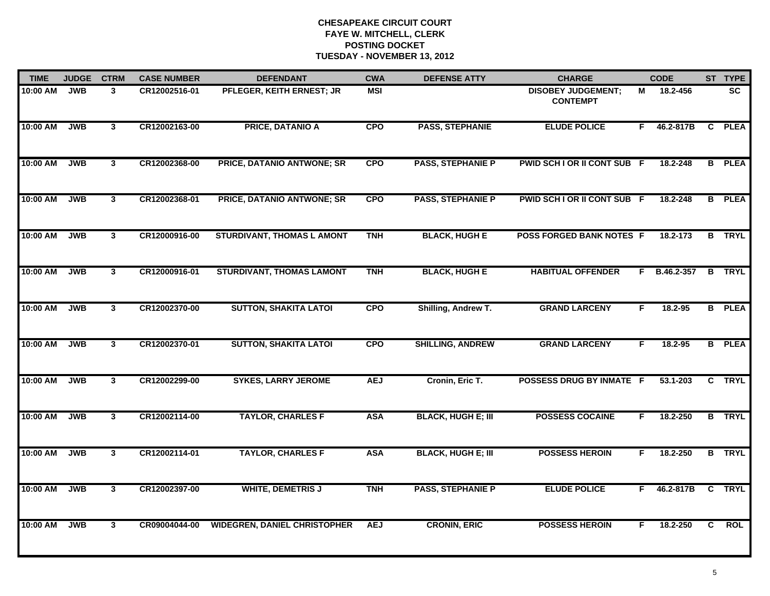# CHESAPEAKE CIRCUIT COURT
## FAYE W. MITCHELL, CLERK
## POSTING DOCKET
## TUESDAY - NOVEMBER 13, 2012

| TIME | JUDGE | CTRM | CASE NUMBER | DEFENDANT | CWA | DEFENSE ATTY | CHARGE | | CODE | ST | TYPE |
|---|---|---|---|---|---|---|---|---|---|---|---|
| 10:00 AM | JWB | 3 | CR12002516-01 | PFLEGER, KEITH ERNEST; JR | MSI | | DISOBEY JUDGEMENT; CONTEMPT | M | 18.2-456 | | SC |
| 10:00 AM | JWB | 3 | CR12002163-00 | PRICE, DATANIO A | CPO | PASS, STEPHANIE | ELUDE POLICE | F | 46.2-817B | C | PLEA |
| 10:00 AM | JWB | 3 | CR12002368-00 | PRICE, DATANIO ANTWONE; SR | CPO | PASS, STEPHANIE P | PWID SCH I OR II CONT SUB | F | 18.2-248 | B | PLEA |
| 10:00 AM | JWB | 3 | CR12002368-01 | PRICE, DATANIO ANTWONE; SR | CPO | PASS, STEPHANIE P | PWID SCH I OR II CONT SUB | F | 18.2-248 | B | PLEA |
| 10:00 AM | JWB | 3 | CR12000916-00 | STURDIVANT, THOMAS L AMONT | TNH | BLACK, HUGH E | POSS FORGED BANK NOTES | F | 18.2-173 | B | TRYL |
| 10:00 AM | JWB | 3 | CR12000916-01 | STURDIVANT, THOMAS LAMONT | TNH | BLACK, HUGH E | HABITUAL OFFENDER | F | B.46.2-357 | B | TRYL |
| 10:00 AM | JWB | 3 | CR12002370-00 | SUTTON, SHAKITA LATOI | CPO | Shilling, Andrew T. | GRAND LARCENY | F | 18.2-95 | B | PLEA |
| 10:00 AM | JWB | 3 | CR12002370-01 | SUTTON, SHAKITA LATOI | CPO | SHILLING, ANDREW | GRAND LARCENY | F | 18.2-95 | B | PLEA |
| 10:00 AM | JWB | 3 | CR12002299-00 | SYKES, LARRY JEROME | AEJ | Cronin, Eric T. | POSSESS DRUG BY INMATE | F | 53.1-203 | C | TRYL |
| 10:00 AM | JWB | 3 | CR12002114-00 | TAYLOR, CHARLES F | ASA | BLACK, HUGH E; III | POSSESS COCAINE | F | 18.2-250 | B | TRYL |
| 10:00 AM | JWB | 3 | CR12002114-01 | TAYLOR, CHARLES F | ASA | BLACK, HUGH E; III | POSSESS HEROIN | F | 18.2-250 | B | TRYL |
| 10:00 AM | JWB | 3 | CR12002397-00 | WHITE, DEMETRIS J | TNH | PASS, STEPHANIE P | ELUDE POLICE | F | 46.2-817B | C | TRYL |
| 10:00 AM | JWB | 3 | CR09004044-00 | WIDEGREN, DANIEL CHRISTOPHER | AEJ | CRONIN, ERIC | POSSESS HEROIN | F | 18.2-250 | C | ROL |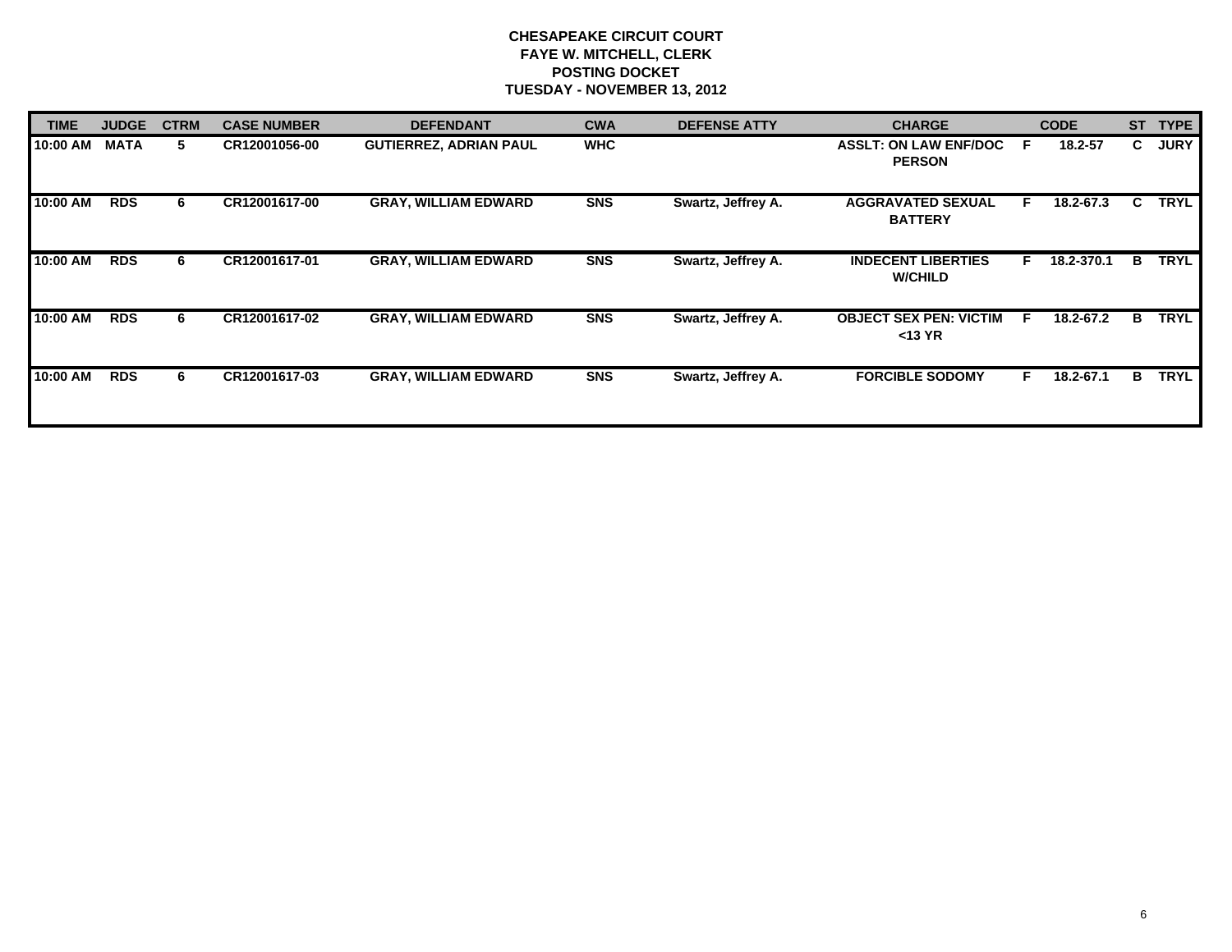**CHESAPEAKE CIRCUIT COURT**
**FAYE W. MITCHELL, CLERK**
**POSTING DOCKET**
**TUESDAY - NOVEMBER 13, 2012**

| TIME | JUDGE | CTRM | CASE NUMBER | DEFENDANT | CWA | DEFENSE ATTY | CHARGE | | CODE | ST | TYPE |
|---|---|---|---|---|---|---|---|---|---|---|---|
| 10:00 AM | MATA | 5 | CR12001056-00 | GUTIERREZ, ADRIAN PAUL | WHC | | ASSLT: ON LAW ENF/DOC PERSON | F | 18.2-57 | C | JURY |
| 10:00 AM | RDS | 6 | CR12001617-00 | GRAY, WILLIAM EDWARD | SNS | Swartz, Jeffrey A. | AGGRAVATED SEXUAL BATTERY | F | 18.2-67.3 | C | TRYL |
| 10:00 AM | RDS | 6 | CR12001617-01 | GRAY, WILLIAM EDWARD | SNS | Swartz, Jeffrey A. | INDECENT LIBERTIES W/CHILD | F | 18.2-370.1 | B | TRYL |
| 10:00 AM | RDS | 6 | CR12001617-02 | GRAY, WILLIAM EDWARD | SNS | Swartz, Jeffrey A. | OBJECT SEX PEN: VICTIM <13 YR | F | 18.2-67.2 | B | TRYL |
| 10:00 AM | RDS | 6 | CR12001617-03 | GRAY, WILLIAM EDWARD | SNS | Swartz, Jeffrey A. | FORCIBLE SODOMY | F | 18.2-67.1 | B | TRYL |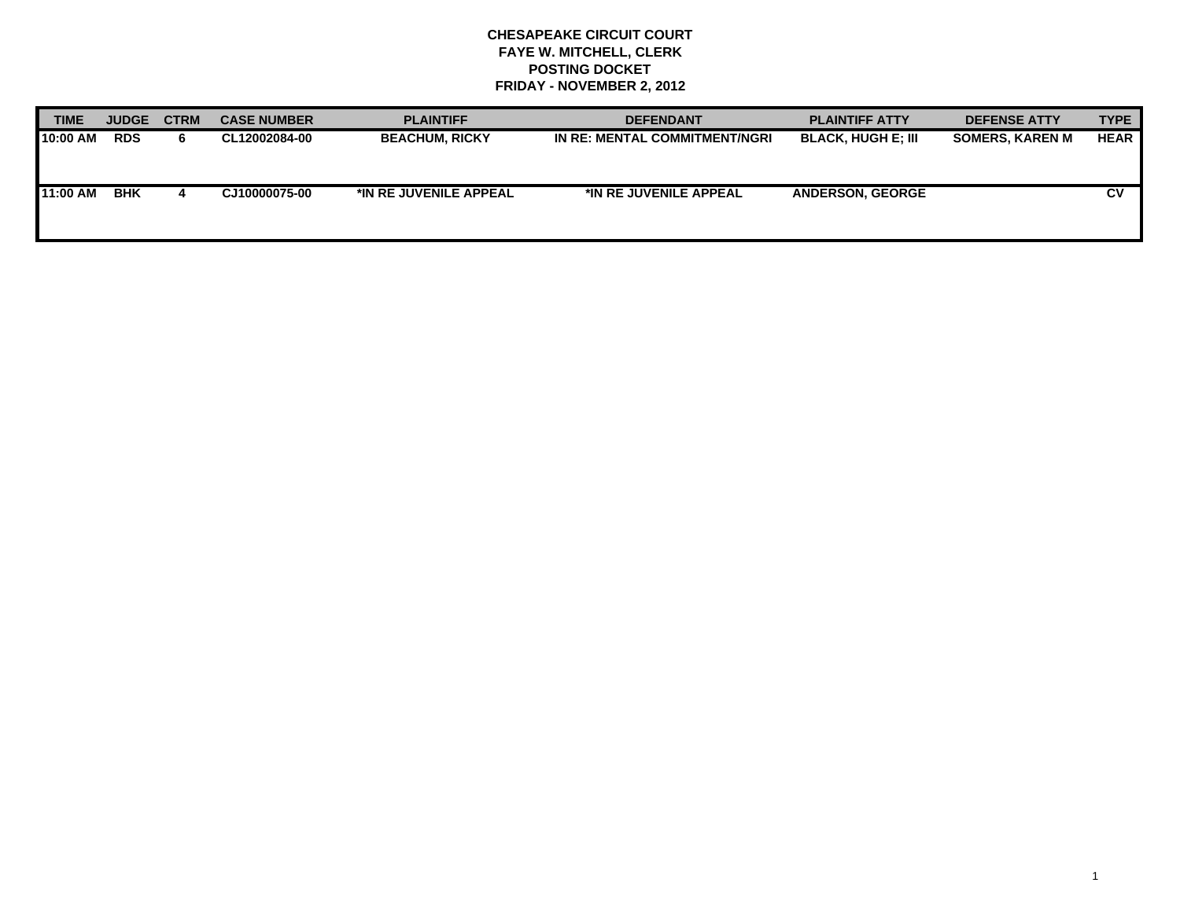**CHESAPEAKE CIRCUIT COURT**
**FAYE W. MITCHELL, CLERK**
**POSTING DOCKET**
**FRIDAY - NOVEMBER 2, 2012**

| TIME | JUDGE | CTRM | CASE NUMBER | PLAINTIFF | DEFENDANT | PLAINTIFF ATTY | DEFENSE ATTY | TYPE |
|---|---|---|---|---|---|---|---|---|
| 10:00 AM | RDS | 6 | CL12002084-00 | BEACHUM, RICKY | IN RE: MENTAL COMMITMENT/NGRI | BLACK, HUGH E; III | SOMERS, KAREN M | HEAR |
| 11:00 AM | BHK | 4 | CJ10000075-00 | *IN RE JUVENILE APPEAL | *IN RE JUVENILE APPEAL | ANDERSON, GEORGE | | CV |